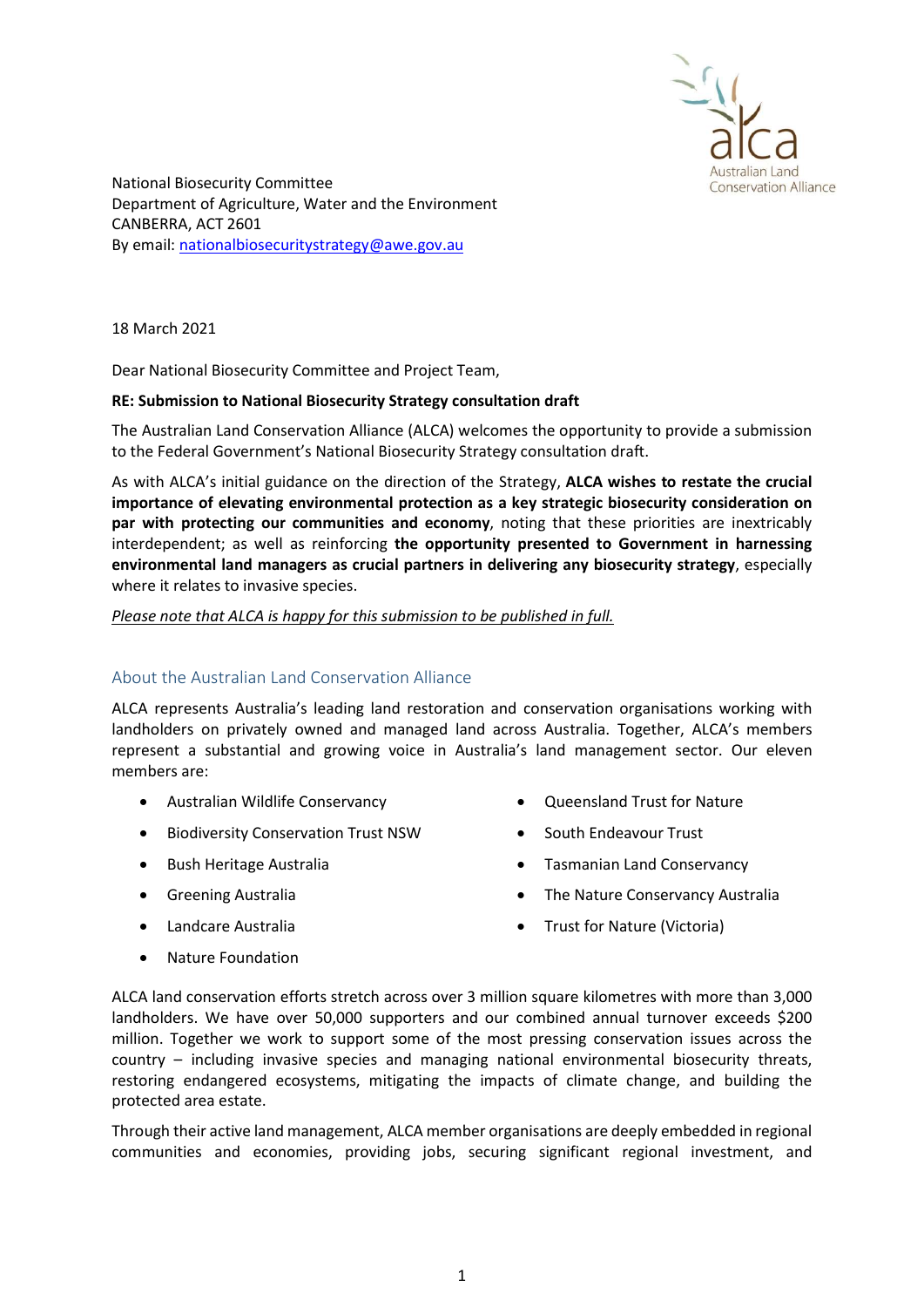National Biosecurity Committee
Department of Agriculture, Water and the Environment
CANBERRA, ACT 2601
By email: nationalbiosecuritystrategy@awe.gov.au

18 March 2021

Dear National Biosecurity Committee and Project Team,

**RE: Submission to National Biosecurity Strategy consultation draft**

The Australian Land Conservation Alliance (ALCA) welcomes the opportunity to provide a submission to the Federal Government's National Biosecurity Strategy consultation draft.

As with ALCA's initial guidance on the direction of the Strategy, **ALCA wishes to restate the crucial importance of elevating environmental protection as a key strategic biosecurity consideration on par with protecting our communities and economy**, noting that these priorities are inextricably interdependent; as well as reinforcing **the opportunity presented to Government in harnessing environmental land managers as crucial partners in delivering any biosecurity strategy**, especially where it relates to invasive species.

*Please note that ALCA is happy for this submission to be published in full.*

## About the Australian Land Conservation Alliance

ALCA represents Australia's leading land restoration and conservation organisations working with landholders on privately owned and managed land across Australia. Together, ALCA's members represent a substantial and growing voice in Australia's land management sector. Our eleven members are:

- Australian Wildlife Conservancy
- Biodiversity Conservation Trust NSW
- Bush Heritage Australia
- Greening Australia
- Landcare Australia
- Nature Foundation
- Queensland Trust for Nature
- South Endeavour Trust
- Tasmanian Land Conservancy
- The Nature Conservancy Australia
- Trust for Nature (Victoria)

ALCA land conservation efforts stretch across over 3 million square kilometres with more than 3,000 landholders. We have over 50,000 supporters and our combined annual turnover exceeds $200 million. Together we work to support some of the most pressing conservation issues across the country – including invasive species and managing national environmental biosecurity threats, restoring endangered ecosystems, mitigating the impacts of climate change, and building the protected area estate.

Through their active land management, ALCA member organisations are deeply embedded in regional communities and economies, providing jobs, securing significant regional investment, and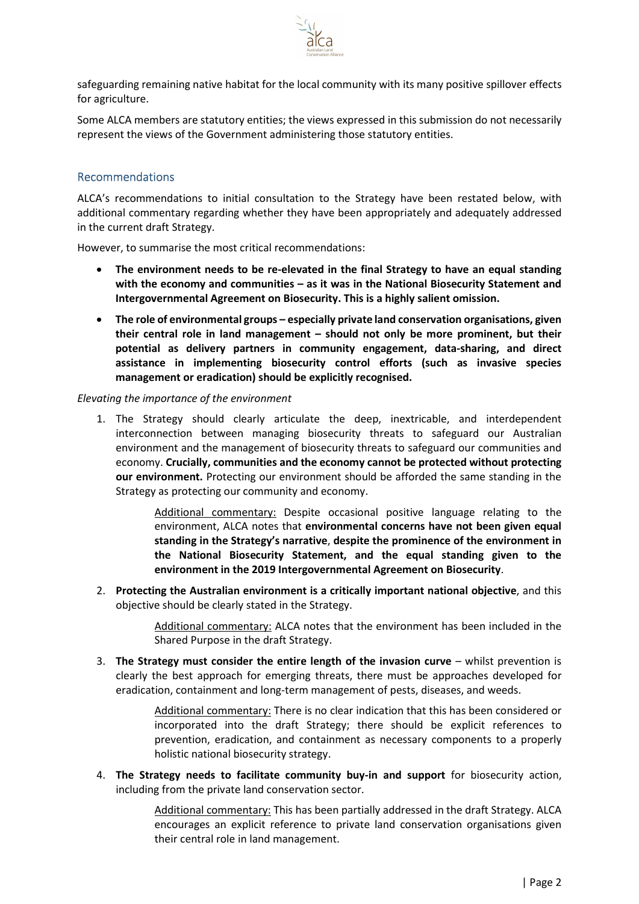safeguarding remaining native habitat for the local community with its many positive spillover effects for agriculture.

Some ALCA members are statutory entities; the views expressed in this submission do not necessarily represent the views of the Government administering those statutory entities.

## Recommendations

ALCA's recommendations to initial consultation to the Strategy have been restated below, with additional commentary regarding whether they have been appropriately and adequately addressed in the current draft Strategy.

However, to summarise the most critical recommendations:

- **The environment needs to be re-elevated in the final Strategy to have an equal standing with the economy and communities – as it was in the National Biosecurity Statement and Intergovernmental Agreement on Biosecurity. This is a highly salient omission.**
- **The role of environmental groups – especially private land conservation organisations, given their central role in land management – should not only be more prominent, but their potential as delivery partners in community engagement, data-sharing, and direct assistance in implementing biosecurity control efforts (such as invasive species management or eradication) should be explicitly recognised.**

*Elevating the importance of the environment*

1. The Strategy should clearly articulate the deep, inextricable, and interdependent interconnection between managing biosecurity threats to safeguard our Australian environment and the management of biosecurity threats to safeguard our communities and economy. **Crucially, communities and the economy cannot be protected without protecting our environment.** Protecting our environment should be afforded the same standing in the Strategy as protecting our community and economy.

   Additional commentary: Despite occasional positive language relating to the environment, ALCA notes that **environmental concerns have not been given equal standing in the Strategy's narrative**, **despite the prominence of the environment in the National Biosecurity Statement, and the equal standing given to the environment in the 2019 Intergovernmental Agreement on Biosecurity**.

2. **Protecting the Australian environment is a critically important national objective**, and this objective should be clearly stated in the Strategy.

   Additional commentary: ALCA notes that the environment has been included in the Shared Purpose in the draft Strategy.

3. **The Strategy must consider the entire length of the invasion curve** – whilst prevention is clearly the best approach for emerging threats, there must be approaches developed for eradication, containment and long-term management of pests, diseases, and weeds.

   Additional commentary: There is no clear indication that this has been considered or incorporated into the draft Strategy; there should be explicit references to prevention, eradication, and containment as necessary components to a properly holistic national biosecurity strategy.

4. **The Strategy needs to facilitate community buy-in and support** for biosecurity action, including from the private land conservation sector.

   Additional commentary: This has been partially addressed in the draft Strategy. ALCA encourages an explicit reference to private land conservation organisations given their central role in land management.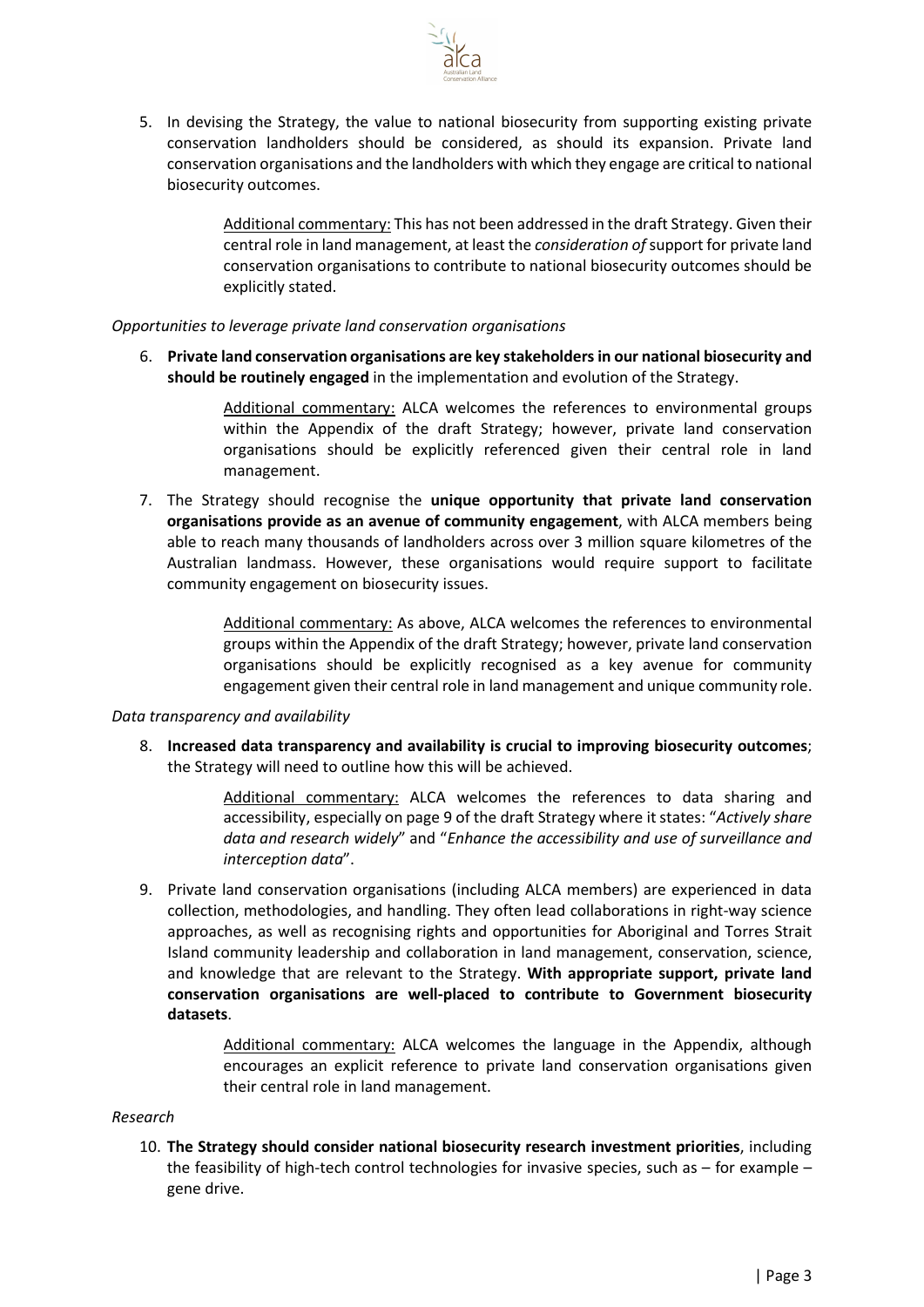5. In devising the Strategy, the value to national biosecurity from supporting existing private conservation landholders should be considered, as should its expansion. Private land conservation organisations and the landholders with which they engage are critical to national biosecurity outcomes.

   Additional commentary: This has not been addressed in the draft Strategy. Given their central role in land management, at least the *consideration of* support for private land conservation organisations to contribute to national biosecurity outcomes should be explicitly stated.

*Opportunities to leverage private land conservation organisations*

6. **Private land conservation organisations are key stakeholders in our national biosecurity and should be routinely engaged** in the implementation and evolution of the Strategy.

   Additional commentary: ALCA welcomes the references to environmental groups within the Appendix of the draft Strategy; however, private land conservation organisations should be explicitly referenced given their central role in land management.

7. The Strategy should recognise the **unique opportunity that private land conservation organisations provide as an avenue of community engagement**, with ALCA members being able to reach many thousands of landholders across over 3 million square kilometres of the Australian landmass. However, these organisations would require support to facilitate community engagement on biosecurity issues.

   Additional commentary: As above, ALCA welcomes the references to environmental groups within the Appendix of the draft Strategy; however, private land conservation organisations should be explicitly recognised as a key avenue for community engagement given their central role in land management and unique community role.

*Data transparency and availability*

8. **Increased data transparency and availability is crucial to improving biosecurity outcomes**; the Strategy will need to outline how this will be achieved.

   Additional commentary: ALCA welcomes the references to data sharing and accessibility, especially on page 9 of the draft Strategy where it states: "*Actively share data and research widely*" and "*Enhance the accessibility and use of surveillance and interception data*".

9. Private land conservation organisations (including ALCA members) are experienced in data collection, methodologies, and handling. They often lead collaborations in right-way science approaches, as well as recognising rights and opportunities for Aboriginal and Torres Strait Island community leadership and collaboration in land management, conservation, science, and knowledge that are relevant to the Strategy. **With appropriate support, private land conservation organisations are well-placed to contribute to Government biosecurity datasets**.

   Additional commentary: ALCA welcomes the language in the Appendix, although encourages an explicit reference to private land conservation organisations given their central role in land management.

*Research*

10. **The Strategy should consider national biosecurity research investment priorities**, including the feasibility of high-tech control technologies for invasive species, such as – for example – gene drive.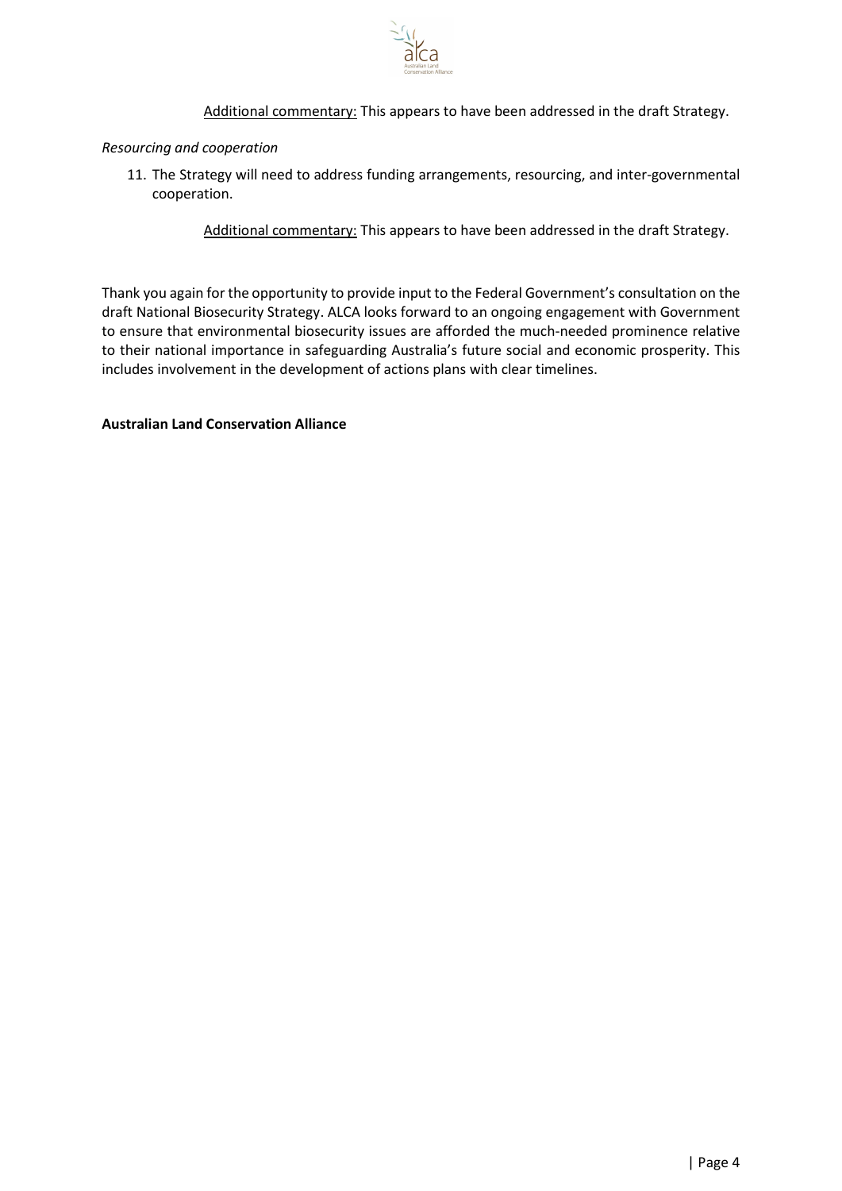<u>Additional commentary:</u> This appears to have been addressed in the draft Strategy.

*Resourcing and cooperation*

11. The Strategy will need to address funding arrangements, resourcing, and inter-governmental cooperation.

    <u>Additional commentary:</u> This appears to have been addressed in the draft Strategy.

Thank you again for the opportunity to provide input to the Federal Government's consultation on the draft National Biosecurity Strategy. ALCA looks forward to an ongoing engagement with Government to ensure that environmental biosecurity issues are afforded the much-needed prominence relative to their national importance in safeguarding Australia's future social and economic prosperity. This includes involvement in the development of actions plans with clear timelines.

**Australian Land Conservation Alliance**